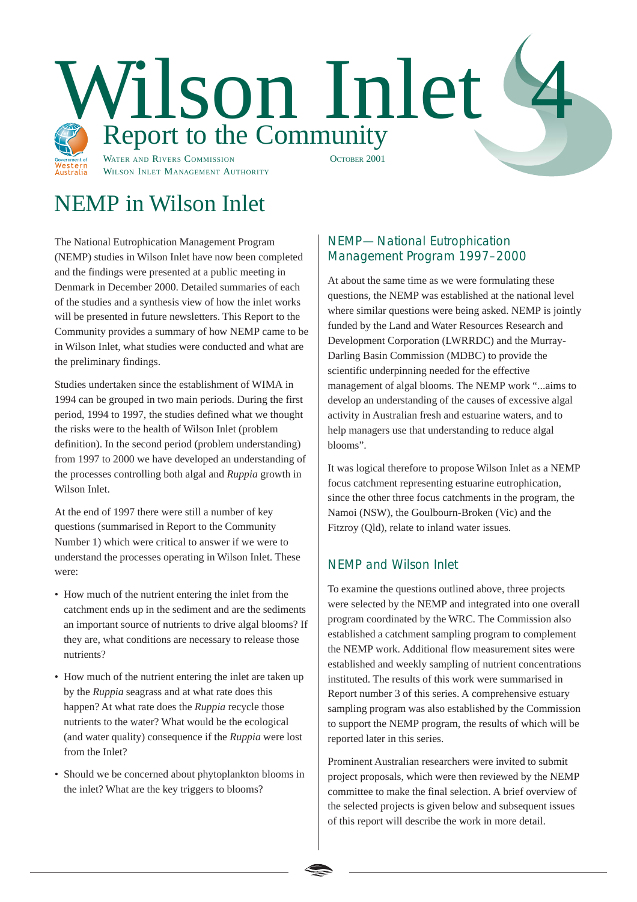# Wilson Inlet 4

## Report to the Community

Water and Rivers Commission
Wilson Inlet Management Authority

October 2001

# NEMP in Wilson Inlet

The National Eutrophication Management Program (NEMP) studies in Wilson Inlet have now been completed and the findings were presented at a public meeting in Denmark in December 2000. Detailed summaries of each of the studies and a synthesis view of how the inlet works will be presented in future newsletters. This Report to the Community provides a summary of how NEMP came to be in Wilson Inlet, what studies were conducted and what are the preliminary findings.

Studies undertaken since the establishment of WIMA in 1994 can be grouped in two main periods. During the first period, 1994 to 1997, the studies defined what we thought the risks were to the health of Wilson Inlet (problem definition). In the second period (problem understanding) from 1997 to 2000 we have developed an understanding of the processes controlling both algal and *Ruppia* growth in Wilson Inlet.

At the end of 1997 there were still a number of key questions (summarised in Report to the Community Number 1) which were critical to answer if we were to understand the processes operating in Wilson Inlet. These were:

- How much of the nutrient entering the inlet from the catchment ends up in the sediment and are the sediments an important source of nutrients to drive algal blooms? If they are, what conditions are necessary to release those nutrients?
- How much of the nutrient entering the inlet are taken up by the *Ruppia* seagrass and at what rate does this happen? At what rate does the *Ruppia* recycle those nutrients to the water? What would be the ecological (and water quality) consequence if the *Ruppia* were lost from the Inlet?
- Should we be concerned about phytoplankton blooms in the inlet? What are the key triggers to blooms?

### NEMP— National Eutrophication Management Program 1997–2000

At about the same time as we were formulating these questions, the NEMP was established at the national level where similar questions were being asked. NEMP is jointly funded by the Land and Water Resources Research and Development Corporation (LWRRDC) and the Murray-Darling Basin Commission (MDBC) to provide the scientific underpinning needed for the effective management of algal blooms. The NEMP work "...aims to develop an understanding of the causes of excessive algal activity in Australian fresh and estuarine waters, and to help managers use that understanding to reduce algal blooms".

It was logical therefore to propose Wilson Inlet as a NEMP focus catchment representing estuarine eutrophication, since the other three focus catchments in the program, the Namoi (NSW), the Goulbourn-Broken (Vic) and the Fitzroy (Qld), relate to inland water issues.

### NEMP and Wilson Inlet

To examine the questions outlined above, three projects were selected by the NEMP and integrated into one overall program coordinated by the WRC. The Commission also established a catchment sampling program to complement the NEMP work. Additional flow measurement sites were established and weekly sampling of nutrient concentrations instituted. The results of this work were summarised in Report number 3 of this series. A comprehensive estuary sampling program was also established by the Commission to support the NEMP program, the results of which will be reported later in this series.

Prominent Australian researchers were invited to submit project proposals, which were then reviewed by the NEMP committee to make the final selection. A brief overview of the selected projects is given below and subsequent issues of this report will describe the work in more detail.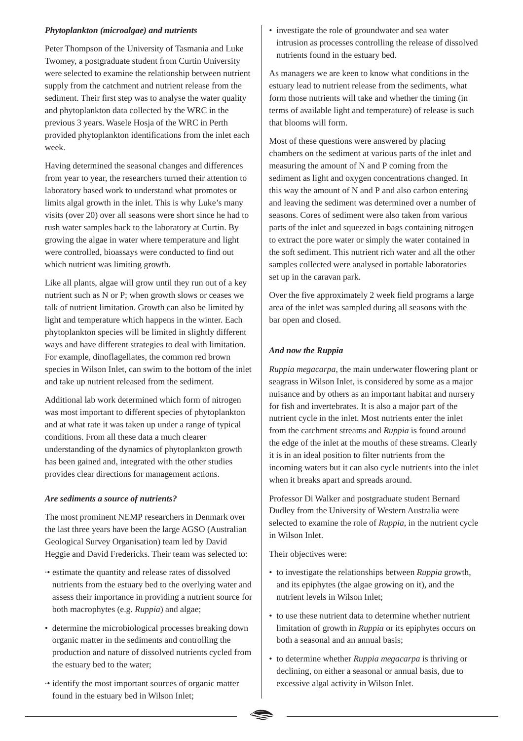***Phytoplankton (microalgae) and nutrients***

Peter Thompson of the University of Tasmania and Luke Twomey, a postgraduate student from Curtin University were selected to examine the relationship between nutrient supply from the catchment and nutrient release from the sediment. Their first step was to analyse the water quality and phytoplankton data collected by the WRC in the previous 3 years. Wasele Hosja of the WRC in Perth provided phytoplankton identifications from the inlet each week.

Having determined the seasonal changes and differences from year to year, the researchers turned their attention to laboratory based work to understand what promotes or limits algal growth in the inlet. This is why Luke's many visits (over 20) over all seasons were short since he had to rush water samples back to the laboratory at Curtin. By growing the algae in water where temperature and light were controlled, bioassays were conducted to find out which nutrient was limiting growth.

Like all plants, algae will grow until they run out of a key nutrient such as N or P; when growth slows or ceases we talk of nutrient limitation. Growth can also be limited by light and temperature which happens in the winter. Each phytoplankton species will be limited in slightly different ways and have different strategies to deal with limitation. For example, dinoflagellates, the common red brown species in Wilson Inlet, can swim to the bottom of the inlet and take up nutrient released from the sediment.

Additional lab work determined which form of nitrogen was most important to different species of phytoplankton and at what rate it was taken up under a range of typical conditions. From all these data a much clearer understanding of the dynamics of phytoplankton growth has been gained and, integrated with the other studies provides clear directions for management actions.

***Are sediments a source of nutrients?***

The most prominent NEMP researchers in Denmark over the last three years have been the large AGSO (Australian Geological Survey Organisation) team led by David Heggie and David Fredericks. Their team was selected to:

- estimate the quantity and release rates of dissolved nutrients from the estuary bed to the overlying water and assess their importance in providing a nutrient source for both macrophytes (e.g. *Ruppia*) and algae;
- determine the microbiological processes breaking down organic matter in the sediments and controlling the production and nature of dissolved nutrients cycled from the estuary bed to the water;
- identify the most important sources of organic matter found in the estuary bed in Wilson Inlet;
- investigate the role of groundwater and sea water intrusion as processes controlling the release of dissolved nutrients found in the estuary bed.

As managers we are keen to know what conditions in the estuary lead to nutrient release from the sediments, what form those nutrients will take and whether the timing (in terms of available light and temperature) of release is such that blooms will form.

Most of these questions were answered by placing chambers on the sediment at various parts of the inlet and measuring the amount of N and P coming from the sediment as light and oxygen concentrations changed. In this way the amount of N and P and also carbon entering and leaving the sediment was determined over a number of seasons. Cores of sediment were also taken from various parts of the inlet and squeezed in bags containing nitrogen to extract the pore water or simply the water contained in the soft sediment. This nutrient rich water and all the other samples collected were analysed in portable laboratories set up in the caravan park.

Over the five approximately 2 week field programs a large area of the inlet was sampled during all seasons with the bar open and closed.

***And now the Ruppia***

*Ruppia megacarpa*, the main underwater flowering plant or seagrass in Wilson Inlet, is considered by some as a major nuisance and by others as an important habitat and nursery for fish and invertebrates. It is also a major part of the nutrient cycle in the inlet. Most nutrients enter the inlet from the catchment streams and *Ruppia* is found around the edge of the inlet at the mouths of these streams. Clearly it is in an ideal position to filter nutrients from the incoming waters but it can also cycle nutrients into the inlet when it breaks apart and spreads around.

Professor Di Walker and postgraduate student Bernard Dudley from the University of Western Australia were selected to examine the role of *Ruppia*, in the nutrient cycle in Wilson Inlet.

Their objectives were:

- to investigate the relationships between *Ruppia* growth, and its epiphytes (the algae growing on it), and the nutrient levels in Wilson Inlet;
- to use these nutrient data to determine whether nutrient limitation of growth in *Ruppia* or its epiphytes occurs on both a seasonal and an annual basis;
- to determine whether *Ruppia megacarpa* is thriving or declining, on either a seasonal or annual basis, due to excessive algal activity in Wilson Inlet.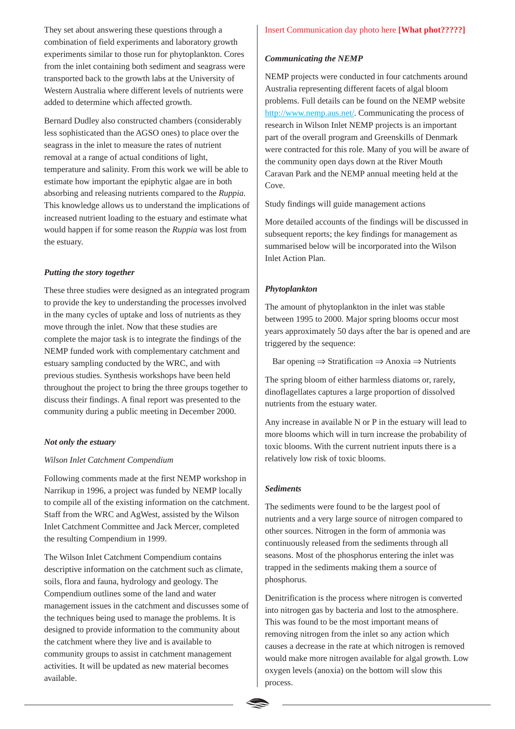They set about answering these questions through a combination of field experiments and laboratory growth experiments similar to those run for phytoplankton. Cores from the inlet containing both sediment and seagrass were transported back to the growth labs at the University of Western Australia where different levels of nutrients were added to determine which affected growth.

Bernard Dudley also constructed chambers (considerably less sophisticated than the AGSO ones) to place over the seagrass in the inlet to measure the rates of nutrient removal at a range of actual conditions of light, temperature and salinity. From this work we will be able to estimate how important the epiphytic algae are in both absorbing and releasing nutrients compared to the *Ruppia*. This knowledge allows us to understand the implications of increased nutrient loading to the estuary and estimate what would happen if for some reason the *Ruppia* was lost from the estuary.

### *Putting the story together*

These three studies were designed as an integrated program to provide the key to understanding the processes involved in the many cycles of uptake and loss of nutrients as they move through the inlet. Now that these studies are complete the major task is to integrate the findings of the NEMP funded work with complementary catchment and estuary sampling conducted by the WRC, and with previous studies. Synthesis workshops have been held throughout the project to bring the three groups together to discuss their findings. A final report was presented to the community during a public meeting in December 2000.

### *Not only the estuary*

*Wilson Inlet Catchment Compendium*

Following comments made at the first NEMP workshop in Narrikup in 1996, a project was funded by NEMP locally to compile all of the existing information on the catchment. Staff from the WRC and AgWest, assisted by the Wilson Inlet Catchment Committee and Jack Mercer, completed the resulting Compendium in 1999.

The Wilson Inlet Catchment Compendium contains descriptive information on the catchment such as climate, soils, flora and fauna, hydrology and geology. The Compendium outlines some of the land and water management issues in the catchment and discusses some of the techniques being used to manage the problems. It is designed to provide information to the community about the catchment where they live and is available to community groups to assist in catchment management activities. It will be updated as new material becomes available.

Insert Communication day photo here **[What phot?????]**

### *Communicating the NEMP*

NEMP projects were conducted in four catchments around Australia representing different facets of algal bloom problems. Full details can be found on the NEMP website http://www.nemp.aus.net/. Communicating the process of research in Wilson Inlet NEMP projects is an important part of the overall program and Greenskills of Denmark were contracted for this role. Many of you will be aware of the community open days down at the River Mouth Caravan Park and the NEMP annual meeting held at the Cove.

Study findings will guide management actions

More detailed accounts of the findings will be discussed in subsequent reports; the key findings for management as summarised below will be incorporated into the Wilson Inlet Action Plan.

### *Phytoplankton*

The amount of phytoplankton in the inlet was stable between 1995 to 2000. Major spring blooms occur most years approximately 50 days after the bar is opened and are triggered by the sequence:

Bar opening ⇒ Stratification ⇒ Anoxia ⇒ Nutrients

The spring bloom of either harmless diatoms or, rarely, dinoflagellates captures a large proportion of dissolved nutrients from the estuary water.

Any increase in available N or P in the estuary will lead to more blooms which will in turn increase the probability of toxic blooms. With the current nutrient inputs there is a relatively low risk of toxic blooms.

### *Sediments*

The sediments were found to be the largest pool of nutrients and a very large source of nitrogen compared to other sources. Nitrogen in the form of ammonia was continuously released from the sediments through all seasons. Most of the phosphorus entering the inlet was trapped in the sediments making them a source of phosphorus.

Denitrification is the process where nitrogen is converted into nitrogen gas by bacteria and lost to the atmosphere. This was found to be the most important means of removing nitrogen from the inlet so any action which causes a decrease in the rate at which nitrogen is removed would make more nitrogen available for algal growth. Low oxygen levels (anoxia) on the bottom will slow this process.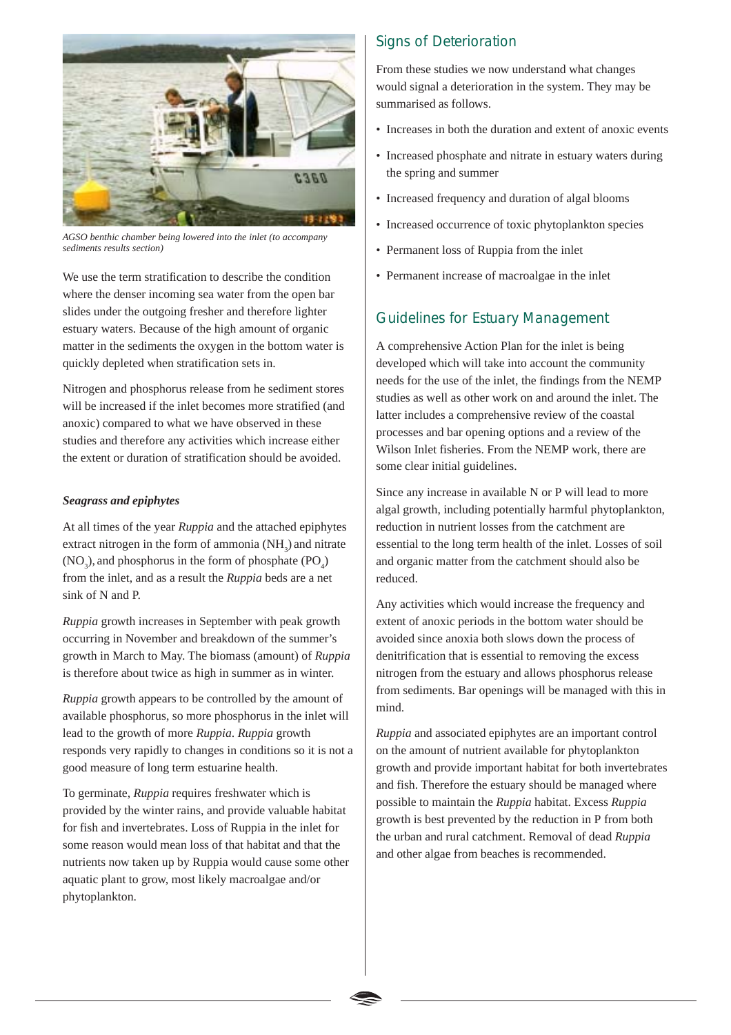*AGSO benthic chamber being lowered into the inlet (to accompany sediments results section)*

We use the term stratification to describe the condition where the denser incoming sea water from the open bar slides under the outgoing fresher and therefore lighter estuary waters. Because of the high amount of organic matter in the sediments the oxygen in the bottom water is quickly depleted when stratification sets in.

Nitrogen and phosphorus release from he sediment stores will be increased if the inlet becomes more stratified (and anoxic) compared to what we have observed in these studies and therefore any activities which increase either the extent or duration of stratification should be avoided.

***Seagrass and epiphytes***

At all times of the year *Ruppia* and the attached epiphytes extract nitrogen in the form of ammonia ($NH_3$) and nitrate ($NO_3$), and phosphorus in the form of phosphate ($PO_4$) from the inlet, and as a result the *Ruppia* beds are a net sink of N and P.

*Ruppia* growth increases in September with peak growth occurring in November and breakdown of the summer's growth in March to May. The biomass (amount) of *Ruppia* is therefore about twice as high in summer as in winter.

*Ruppia* growth appears to be controlled by the amount of available phosphorus, so more phosphorus in the inlet will lead to the growth of more *Ruppia*. *Ruppia* growth responds very rapidly to changes in conditions so it is not a good measure of long term estuarine health.

To germinate, *Ruppia* requires freshwater which is provided by the winter rains, and provide valuable habitat for fish and invertebrates. Loss of Ruppia in the inlet for some reason would mean loss of that habitat and that the nutrients now taken up by Ruppia would cause some other aquatic plant to grow, most likely macroalgae and/or phytoplankton.

## Signs of Deterioration

From these studies we now understand what changes would signal a deterioration in the system. They may be summarised as follows.

- Increases in both the duration and extent of anoxic events
- Increased phosphate and nitrate in estuary waters during the spring and summer
- Increased frequency and duration of algal blooms
- Increased occurrence of toxic phytoplankton species
- Permanent loss of Ruppia from the inlet
- Permanent increase of macroalgae in the inlet

## Guidelines for Estuary Management

A comprehensive Action Plan for the inlet is being developed which will take into account the community needs for the use of the inlet, the findings from the NEMP studies as well as other work on and around the inlet. The latter includes a comprehensive review of the coastal processes and bar opening options and a review of the Wilson Inlet fisheries. From the NEMP work, there are some clear initial guidelines.

Since any increase in available N or P will lead to more algal growth, including potentially harmful phytoplankton, reduction in nutrient losses from the catchment are essential to the long term health of the inlet. Losses of soil and organic matter from the catchment should also be reduced.

Any activities which would increase the frequency and extent of anoxic periods in the bottom water should be avoided since anoxia both slows down the process of denitrification that is essential to removing the excess nitrogen from the estuary and allows phosphorus release from sediments. Bar openings will be managed with this in mind.

*Ruppia* and associated epiphytes are an important control on the amount of nutrient available for phytoplankton growth and provide important habitat for both invertebrates and fish. Therefore the estuary should be managed where possible to maintain the *Ruppia* habitat. Excess *Ruppia* growth is best prevented by the reduction in P from both the urban and rural catchment. Removal of dead *Ruppia* and other algae from beaches is recommended.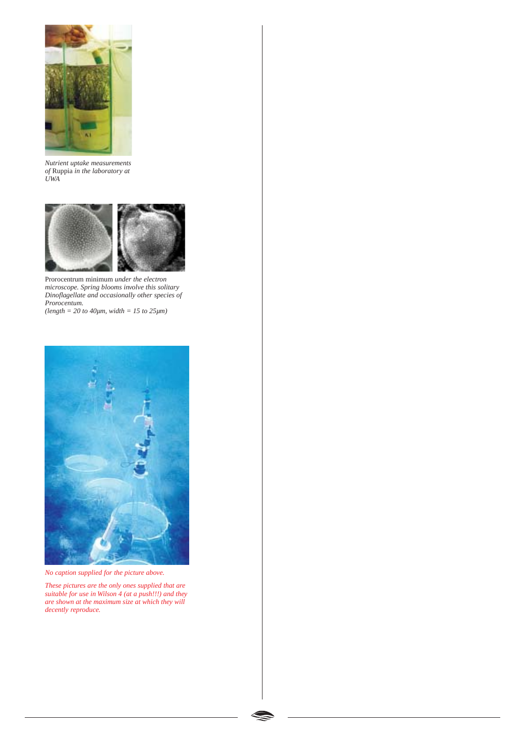*Nutrient uptake measurements of* Ruppia *in the laboratory at UWA*

Prorocentrum minimum *under the electron microscope. Spring blooms involve this solitary Dinoflagellate and occasionally other species of Prorocentrum.*
*(length = 20 to 40μm, width = 15 to 25μm)*

*No caption supplied for the picture above.*

*These pictures are the only ones supplied that are suitable for use in Wilson 4 (at a push!!!) and they are shown at the maximum size at which they will decently reproduce.*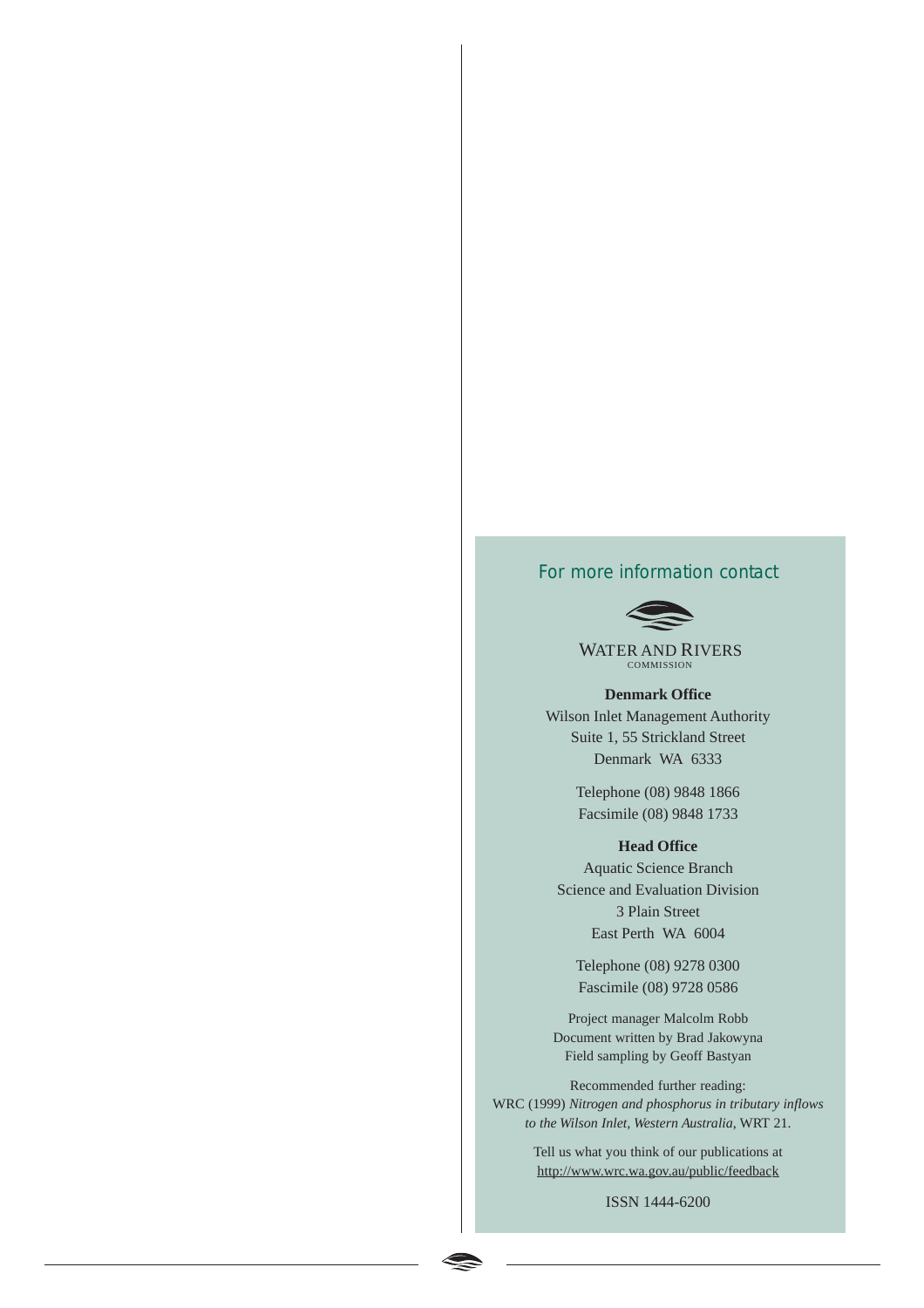## For more information contact

WATER AND RIVERS
COMMISSION

**Denmark Office**
Wilson Inlet Management Authority
Suite 1, 55 Strickland Street
Denmark WA 6333

Telephone (08) 9848 1866
Facsimile (08) 9848 1733

**Head Office**
Aquatic Science Branch
Science and Evaluation Division
3 Plain Street
East Perth WA 6004

Telephone (08) 9278 0300
Fascimile (08) 9728 0586

Project manager Malcolm Robb
Document written by Brad Jakowyna
Field sampling by Geoff Bastyan

Recommended further reading:
WRC (1999) *Nitrogen and phosphorus in tributary inflows to the Wilson Inlet, Western Australia*, WRT 21.

Tell us what you think of our publications at
http://www.wrc.wa.gov.au/public/feedback

ISSN 1444-6200